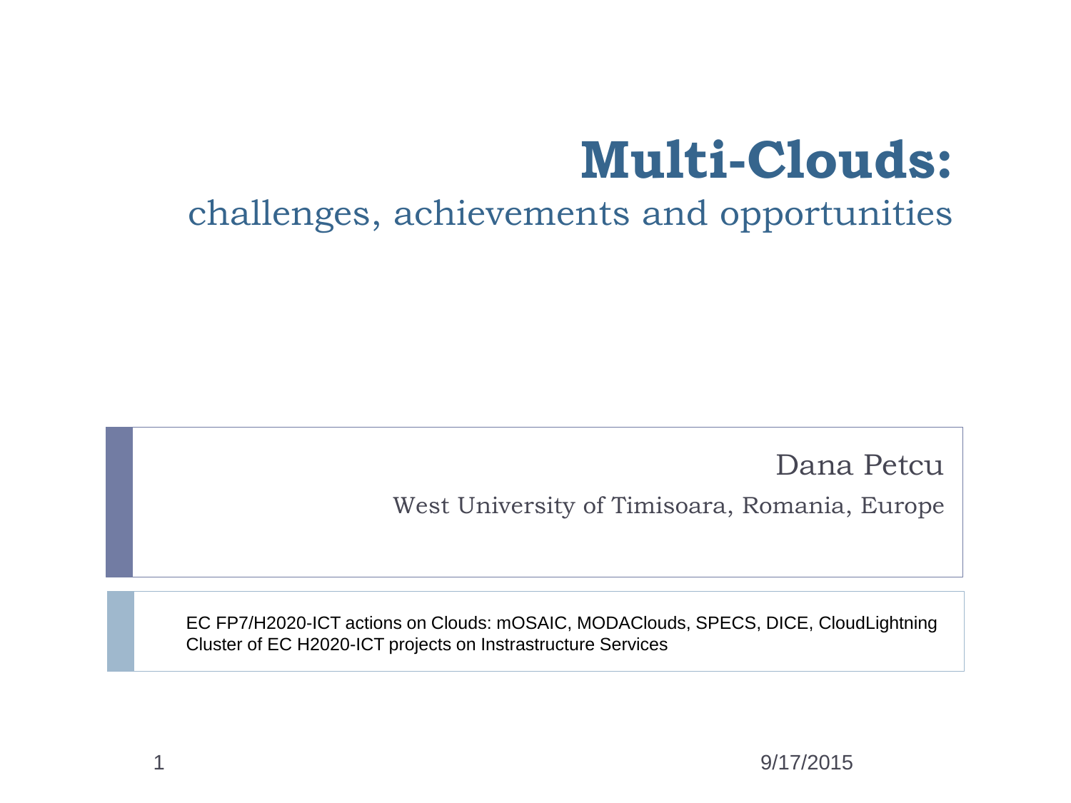# Multi-Clouds:

## challenges, achievements and opportunities

Dana Petcu

West University of Timisoara, Romania, Europe

EC FP7/H2020-ICT actions on Clouds: mOSAIC, MODAClouds, SPECS, DICE, CloudLightning
Cluster of EC H2020-ICT projects on Instrastructure Services

9/17/2015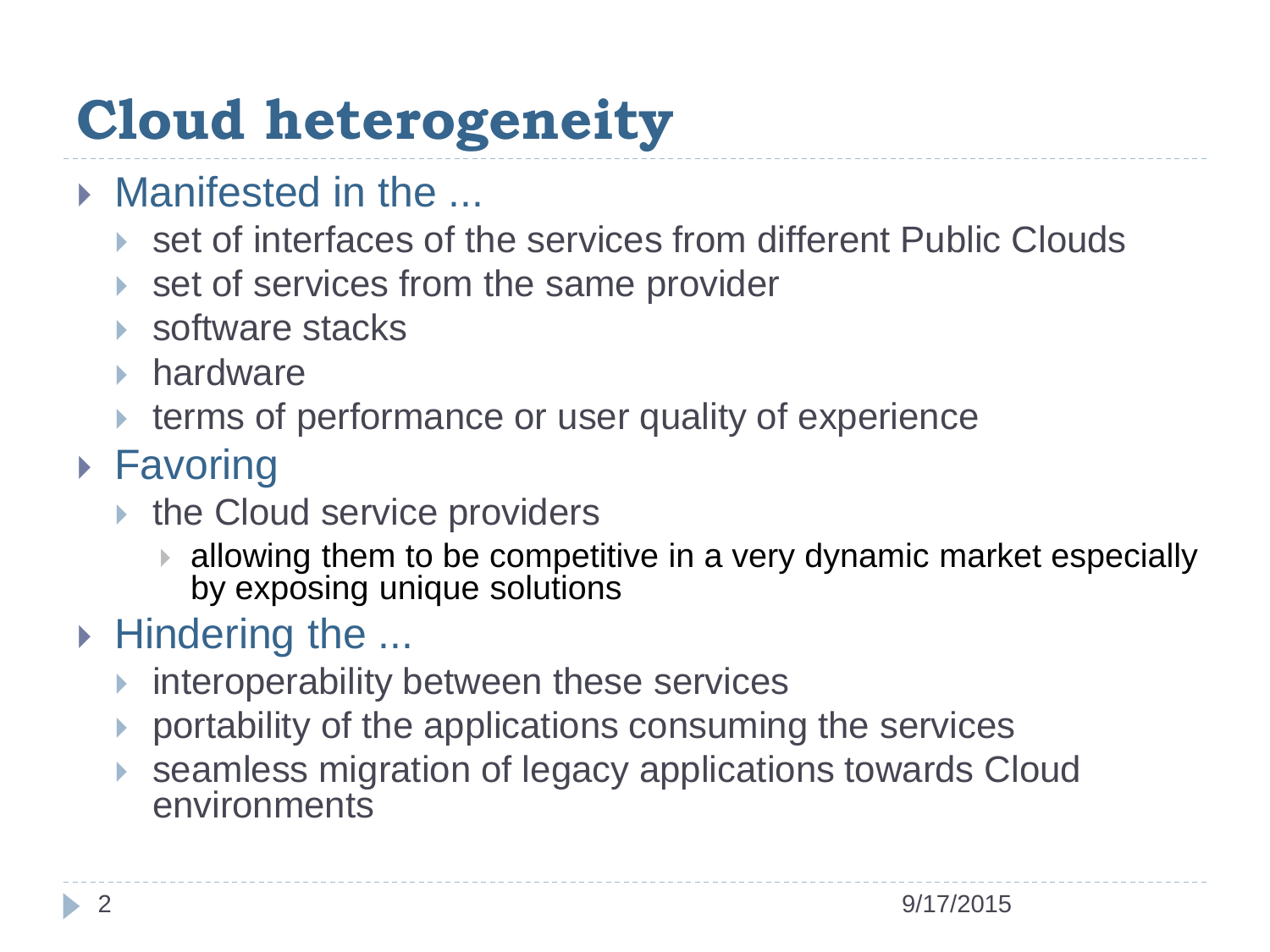# Cloud heterogeneity

- Manifested in the ...
  - set of interfaces of the services from different Public Clouds
  - set of services from the same provider
  - software stacks
  - hardware
  - terms of performance or user quality of experience
- Favoring
  - the Cloud service providers
    - allowing them to be competitive in a very dynamic market especially by exposing unique solutions
- Hindering the ...
  - interoperability between these services
  - portability of the applications consuming the services
  - seamless migration of legacy applications towards Cloud environments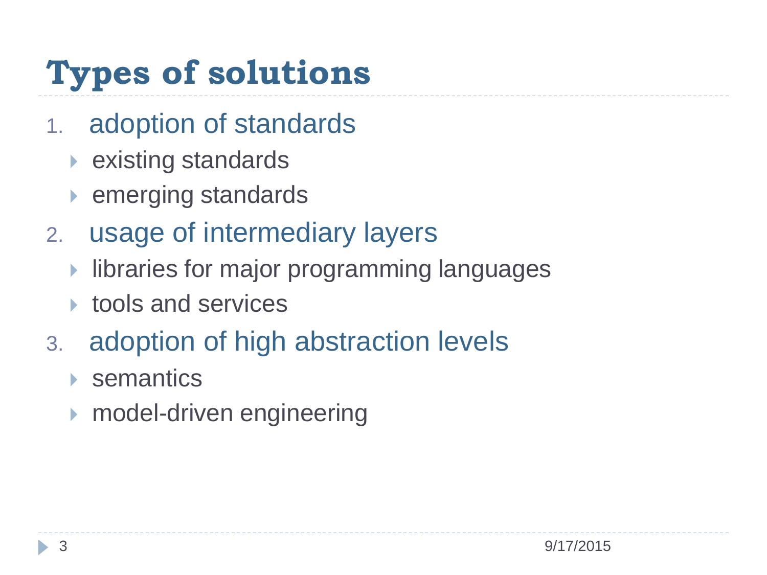# Types of solutions

1. adoption of standards
   - existing standards
   - emerging standards
2. usage of intermediary layers
   - libraries for major programming languages
   - tools and services
3. adoption of high abstraction levels
   - semantics
   - model-driven engineering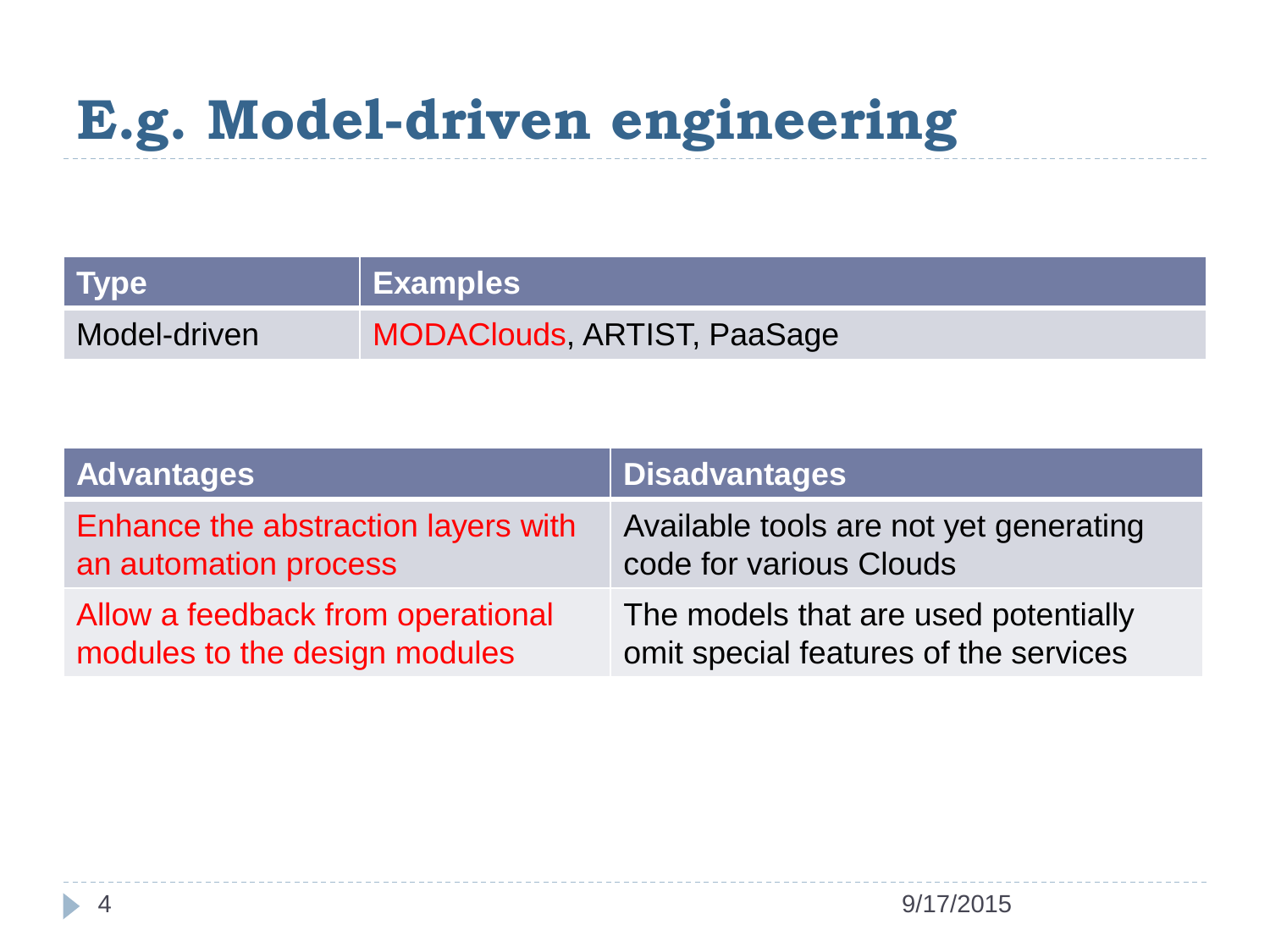# E.g. Model-driven engineering

| Type | Examples |
| --- | --- |
| Model-driven | MODAClouds, ARTIST, PaaSage |

| Advantages | Disadvantages |
| --- | --- |
| Enhance the abstraction layers with an automation process | Available tools are not yet generating code for various Clouds |
| Allow a feedback from operational modules to the design modules | The models that are used potentially omit special features of the services |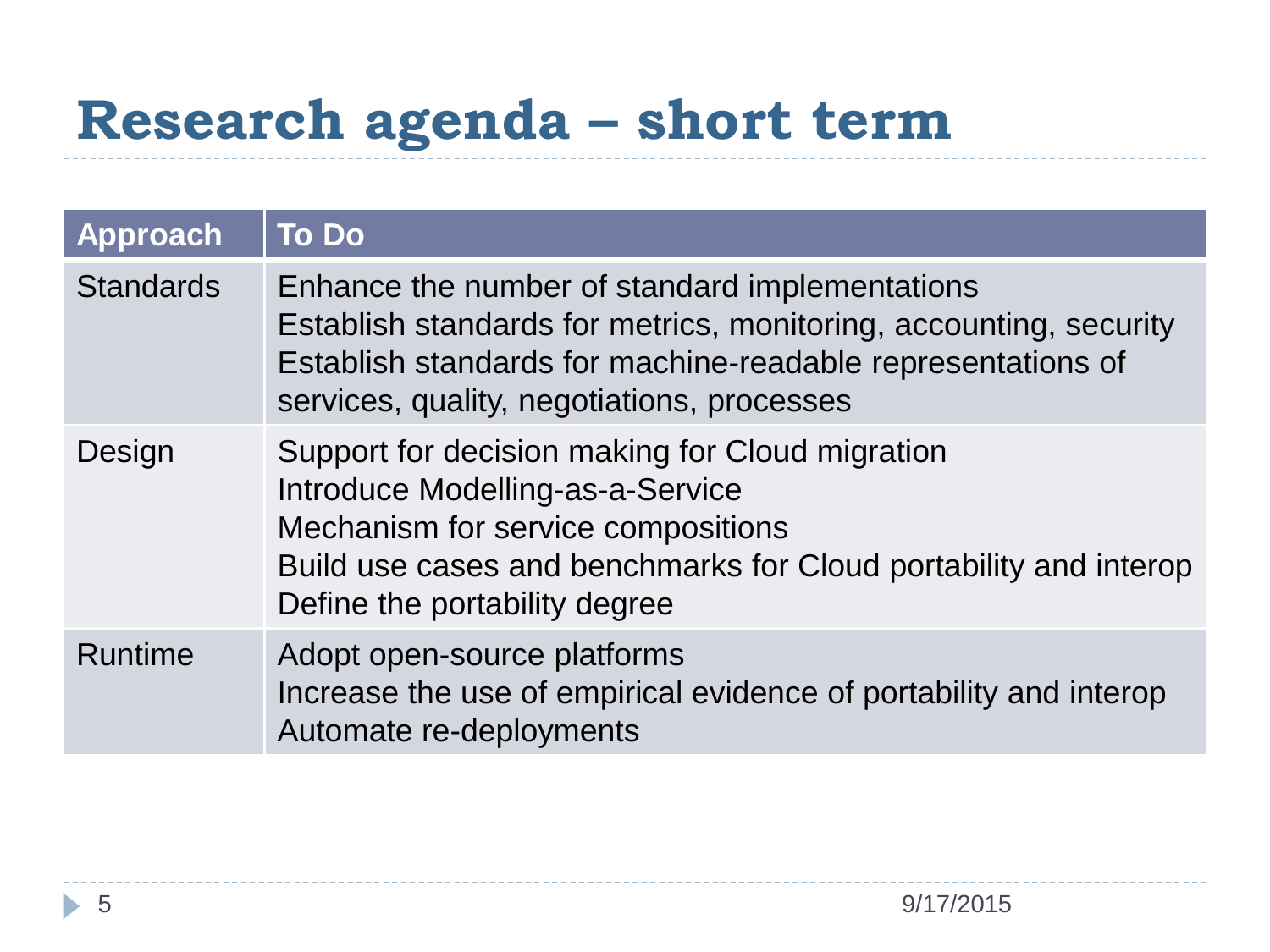# Research agenda – short term

| Approach | To Do |
|---|---|
| Standards | Enhance the number of standard implementations<br>Establish standards for metrics, monitoring, accounting, security<br>Establish standards for machine-readable representations of services, quality, negotiations, processes |
| Design | Support for decision making for Cloud migration<br>Introduce Modelling-as-a-Service<br>Mechanism for service compositions<br>Build use cases and benchmarks for Cloud portability and interop<br>Define the portability degree |
| Runtime | Adopt open-source platforms<br>Increase the use of empirical evidence of portability and interop<br>Automate re-deployments |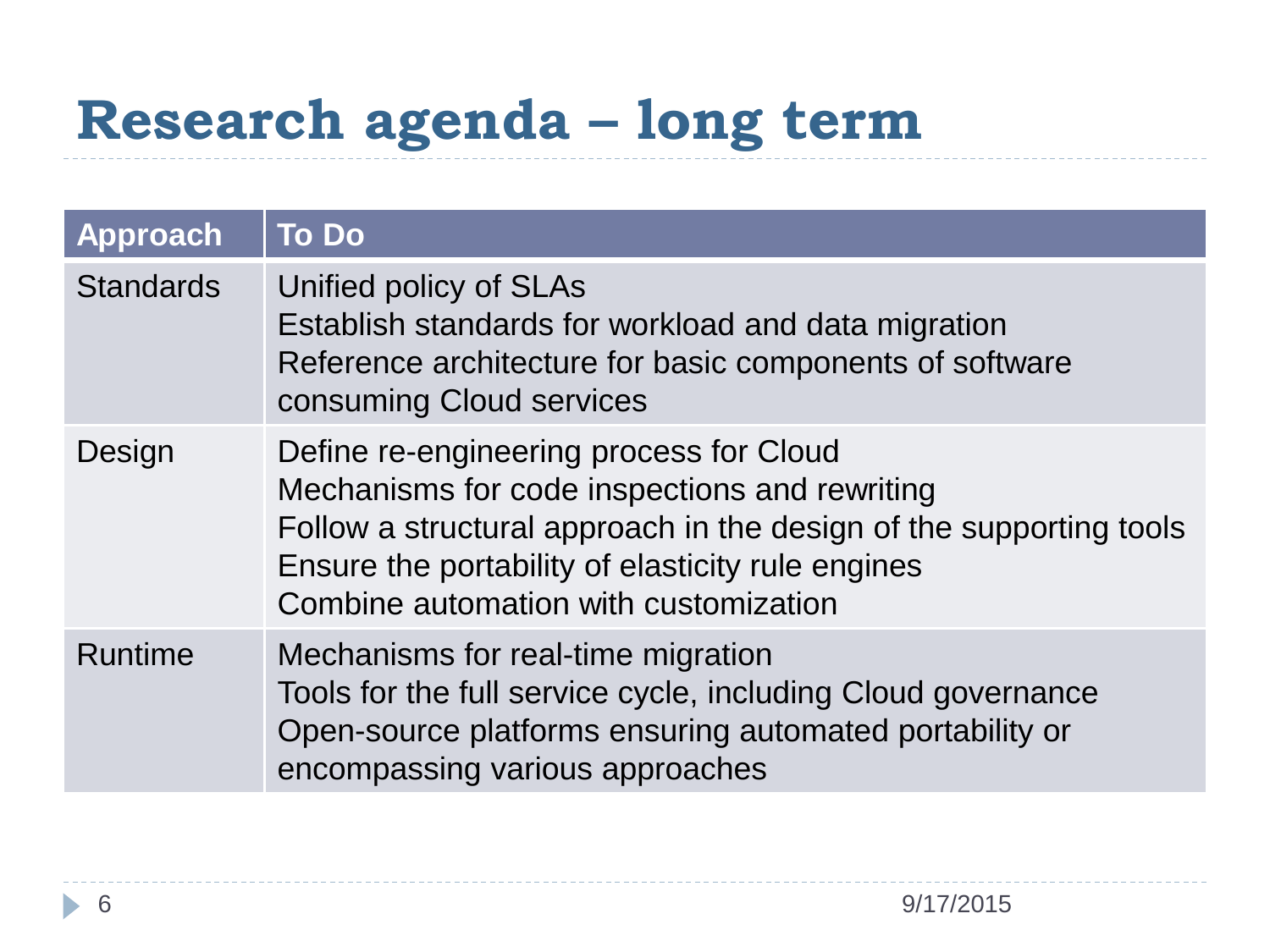# Research agenda – long term

| Approach | To Do |
|---|---|
| Standards | Unified policy of SLAs<br>Establish standards for workload and data migration<br>Reference architecture for basic components of software consuming Cloud services |
| Design | Define re-engineering process for Cloud<br>Mechanisms for code inspections and rewriting<br>Follow a structural approach in the design of the supporting tools<br>Ensure the portability of elasticity rule engines<br>Combine automation with customization |
| Runtime | Mechanisms for real-time migration<br>Tools for the full service cycle, including Cloud governance<br>Open-source platforms ensuring automated portability or encompassing various approaches |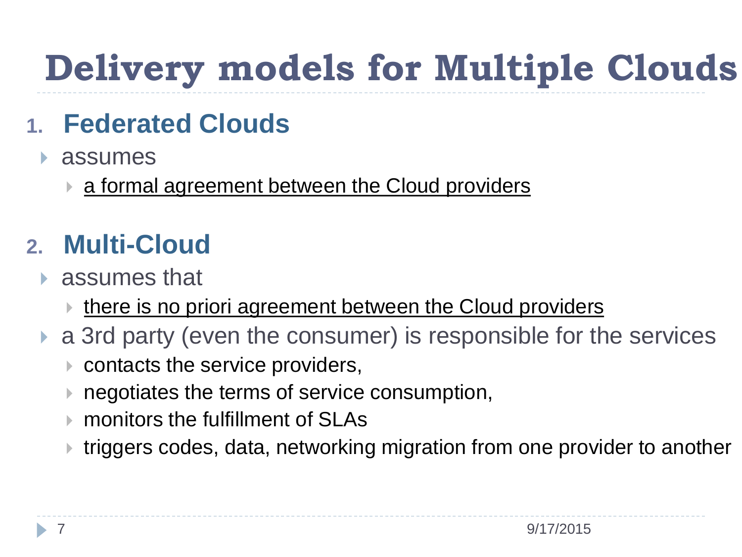# Delivery models for Multiple Clouds

## 1. Federated Clouds

- assumes
  - a formal agreement between the Cloud providers

## 2. Multi-Cloud

- assumes that
  - there is no priori agreement between the Cloud providers
- a 3rd party (even the consumer) is responsible for the services
  - contacts the service providers,
  - negotiates the terms of service consumption,
  - monitors the fulfillment of SLAs
  - triggers codes, data, networking migration from one provider to another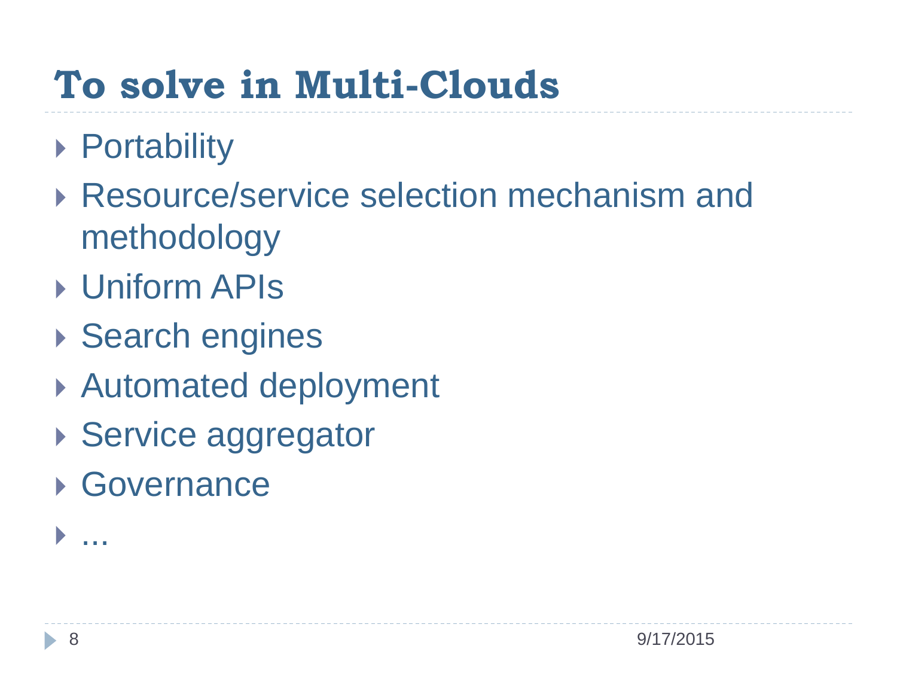# To solve in Multi-Clouds

- Portability
- Resource/service selection mechanism and methodology
- Uniform APIs
- Search engines
- Automated deployment
- Service aggregator
- Governance
- ...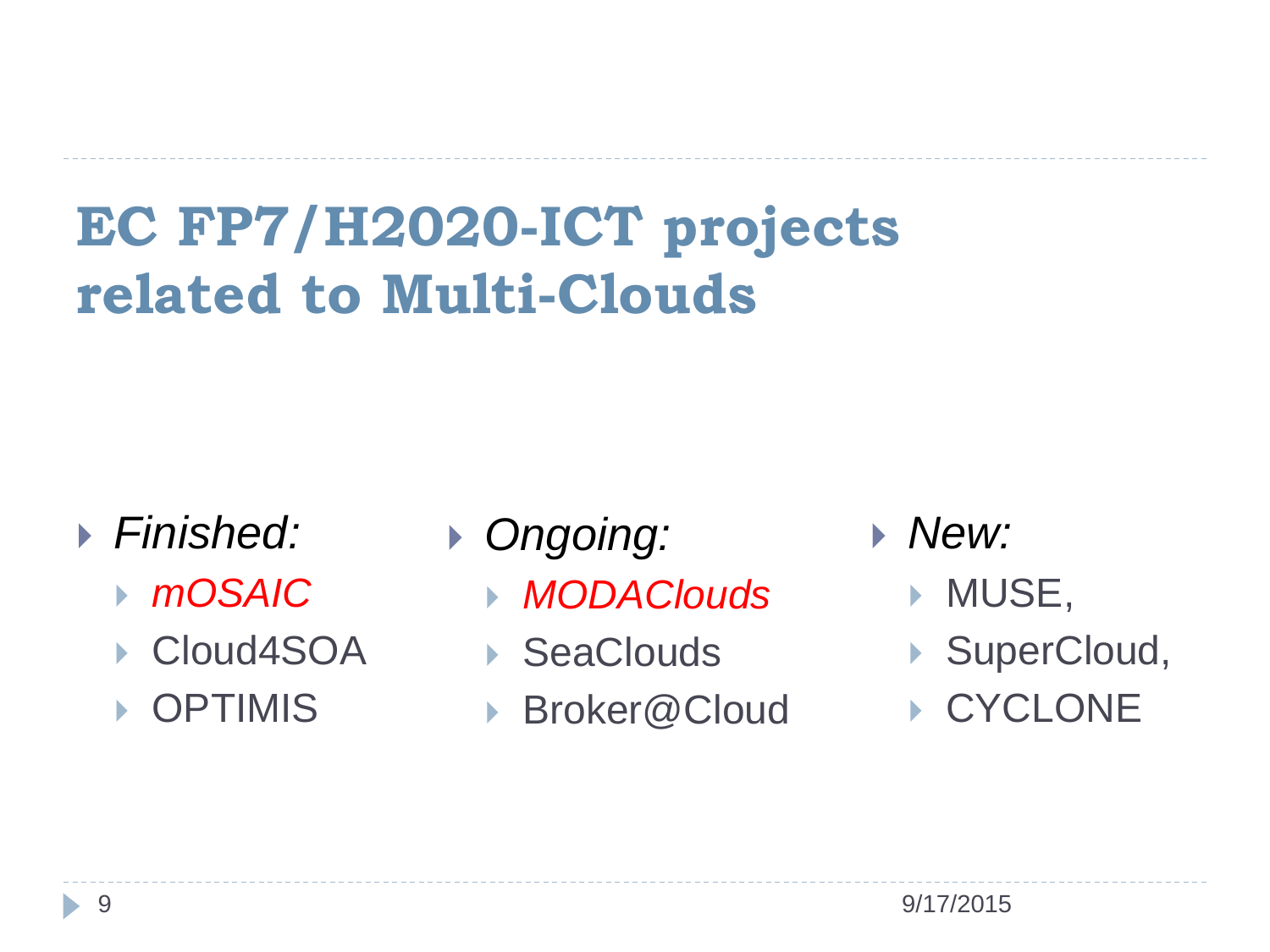# EC FP7/H2020-ICT projects related to Multi-Clouds

- *Finished:*
  - *mOSAIC*
  - Cloud4SOA
  - OPTIMIS
- *Ongoing:*
  - *MODAClouds*
  - SeaClouds
  - Broker@Cloud
- *New:*
  - MUSE,
  - SuperCloud,
  - CYCLONE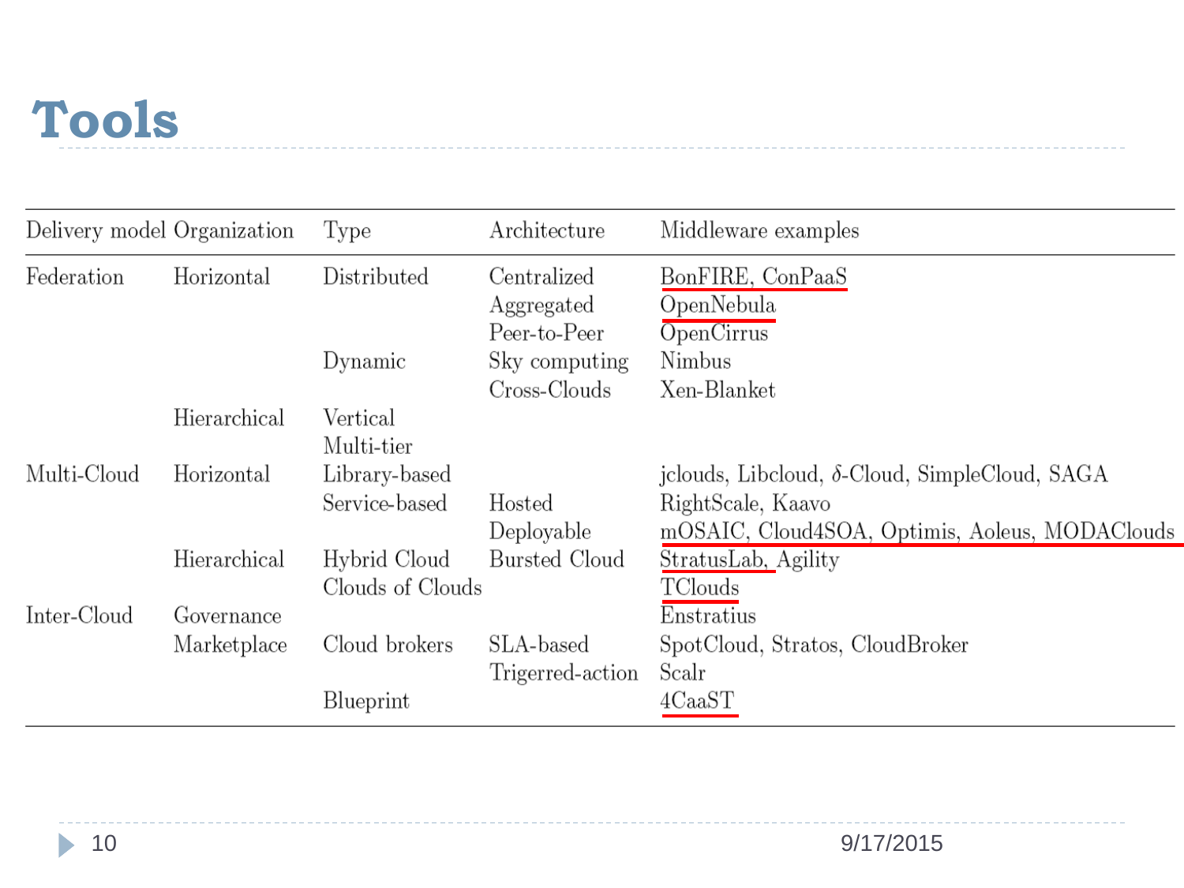# Tools

| Delivery model | Organization | Type | Architecture | Middleware examples |
|---|---|---|---|---|
| Federation | Horizontal | Distributed | Centralized | BonFIRE, ConPaaS |
| | | | Aggregated | OpenNebula |
| | | | Peer-to-Peer | OpenCirrus |
| | | Dynamic | Sky computing | Nimbus |
| | | | Cross-Clouds | Xen-Blanket |
| | Hierarchical | Vertical | | |
| | | Multi-tier | | |
| Multi-Cloud | Horizontal | Library-based | | jclouds, Libcloud, $\delta$-Cloud, SimpleCloud, SAGA |
| | | Service-based | Hosted | RightScale, Kaavo |
| | | | Deployable | mOSAIC, Cloud4SOA, Optimis, Aoleus, MODAClouds |
| | Hierarchical | Hybrid Cloud | Bursted Cloud | StratusLab, Agility |
| | | Clouds of Clouds | | TClouds |
| Inter-Cloud | Governance | | | Enstratius |
| | Marketplace | Cloud brokers | SLA-based | SpotCloud, Stratos, CloudBroker |
| | | | Trigerred-action | Scalr |
| | | Blueprint | | 4CaaST |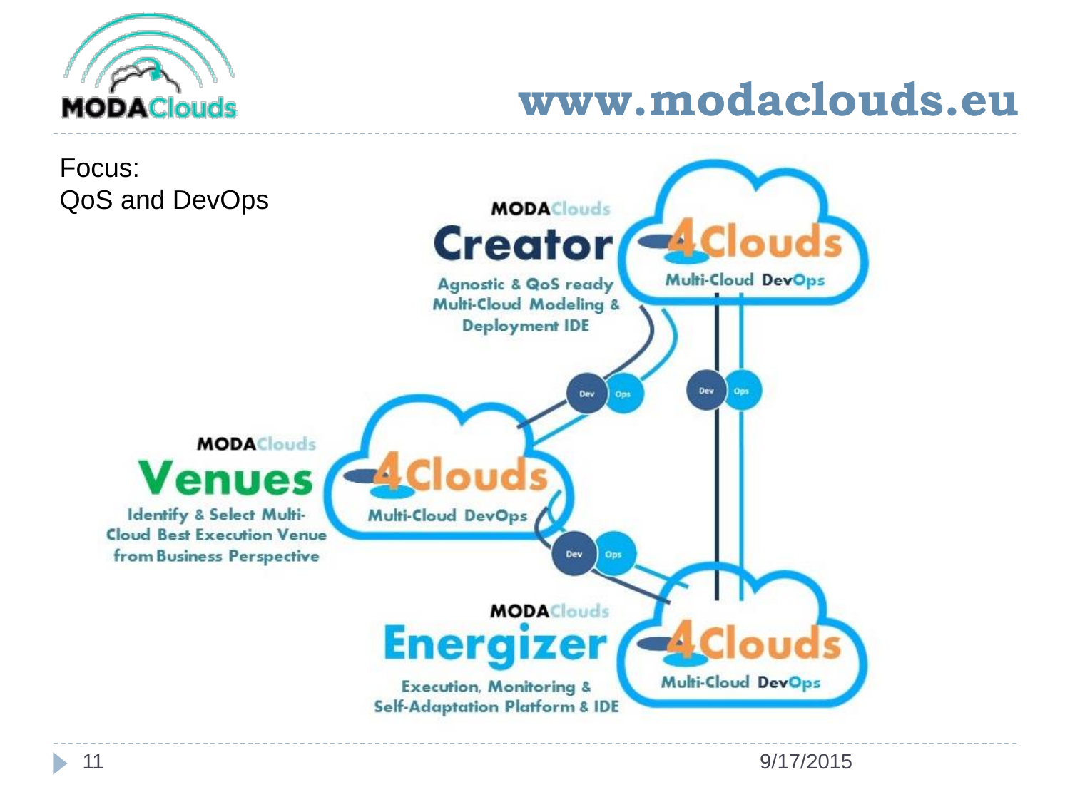www.modaclouds.eu

Focus:
QoS and DevOps

MODAClouds **Creator**

Agnostic & QoS ready Multi-Cloud Modeling & Deployment IDE

MODAClouds **Venues**

Identify & Select Multi-Cloud Best Execution Venue from Business Perspective

MODAClouds **Energizer**

Execution, Monitoring & Self-Adaptation Platform & IDE

4Clouds Multi-Cloud DevOps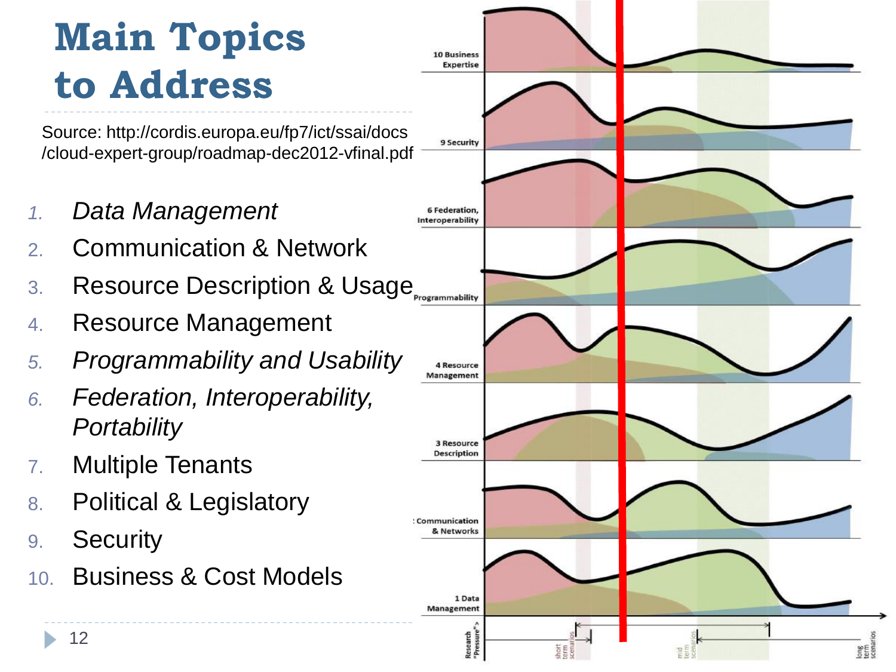# Main Topics to Address

Source: http://cordis.europa.eu/fp7/ict/ssai/docs/cloud-expert-group/roadmap-dec2012-vfinal.pdf

1. *Data Management*
2. Communication & Network
3. Resource Description & Usage
4. Resource Management
5. *Programmability and Usability*
6. *Federation, Interoperability, Portability*
7. Multiple Tenants
8. Political & Legislatory
9. Security
10. Business & Cost Models

10 Business Expertise

9 Security

6 Federation, Interoperability

Programmability

4 Resource Management

3 Resource Description

Communication & Networks

1 Data Management

Research "Pressure"

short term scenarios

mid term scenarios

long term scenarios